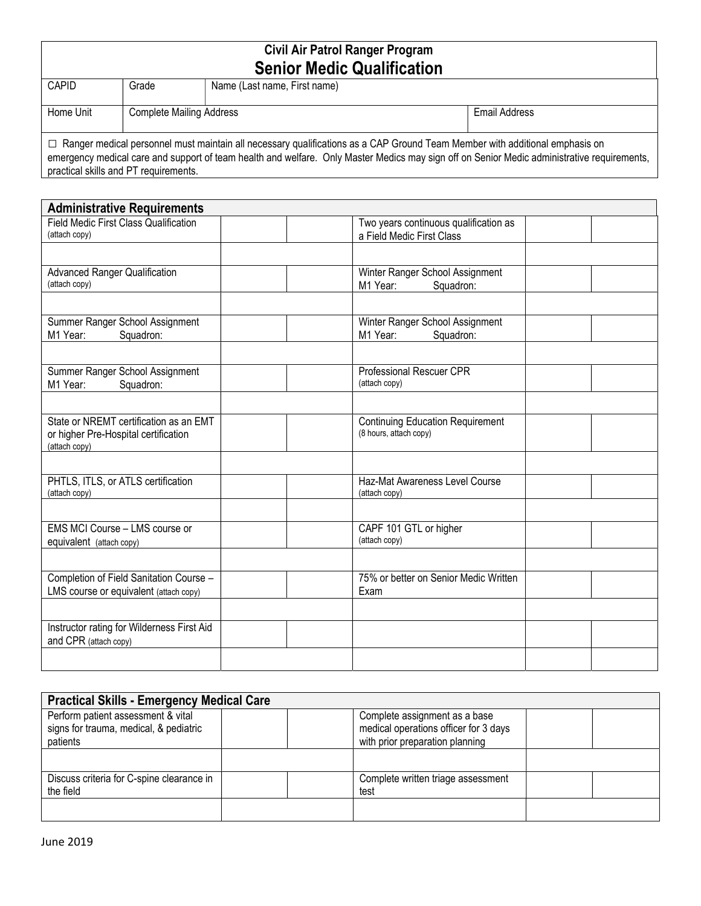# Civil Air Patrol Ranger Program
## Senior Medic Qualification

| CAPID | Grade | Name (Last name, First name) | |
|---|---|---|---|
| Home Unit | Complete Mailing Address | | Email Address |

☐ Ranger medical personnel must maintain all necessary qualifications as a CAP Ground Team Member with additional emphasis on emergency medical care and support of team health and welfare. Only Master Medics may sign off on Senior Medic administrative requirements, practical skills and PT requirements.

### Administrative Requirements

| | | | | | |
|---|---|---|---|---|---|
| Field Medic First Class Qualification (attach copy) | | | Two years continuous qualification as a Field Medic First Class | | |
| | | | | | |
| Advanced Ranger Qualification (attach copy) | | | Winter Ranger School Assignment M1 Year: Squadron: | | |
| | | | | | |
| Summer Ranger School Assignment M1 Year: Squadron: | | | Winter Ranger School Assignment M1 Year: Squadron: | | |
| | | | | | |
| Summer Ranger School Assignment M1 Year: Squadron: | | | Professional Rescuer CPR (attach copy) | | |
| | | | | | |
| State or NREMT certification as an EMT or higher Pre-Hospital certification (attach copy) | | | Continuing Education Requirement (8 hours, attach copy) | | |
| | | | | | |
| PHTLS, ITLS, or ATLS certification (attach copy) | | | Haz-Mat Awareness Level Course (attach copy) | | |
| | | | | | |
| EMS MCI Course – LMS course or equivalent (attach copy) | | | CAPF 101 GTL or higher (attach copy) | | |
| | | | | | |
| Completion of Field Sanitation Course – LMS course or equivalent (attach copy) | | | 75% or better on Senior Medic Written Exam | | |
| | | | | | |
| Instructor rating for Wilderness First Aid and CPR (attach copy) | | | | | |
| | | | | | |

### Practical Skills - Emergency Medical Care

| | | | | | |
|---|---|---|---|---|---|
| Perform patient assessment & vital signs for trauma, medical, & pediatric patients | | | Complete assignment as a base medical operations officer for 3 days with prior preparation planning | | |
| | | | | | |
| Discuss criteria for C-spine clearance in the field | | | Complete written triage assessment test | | |
| | | | | | |

June 2019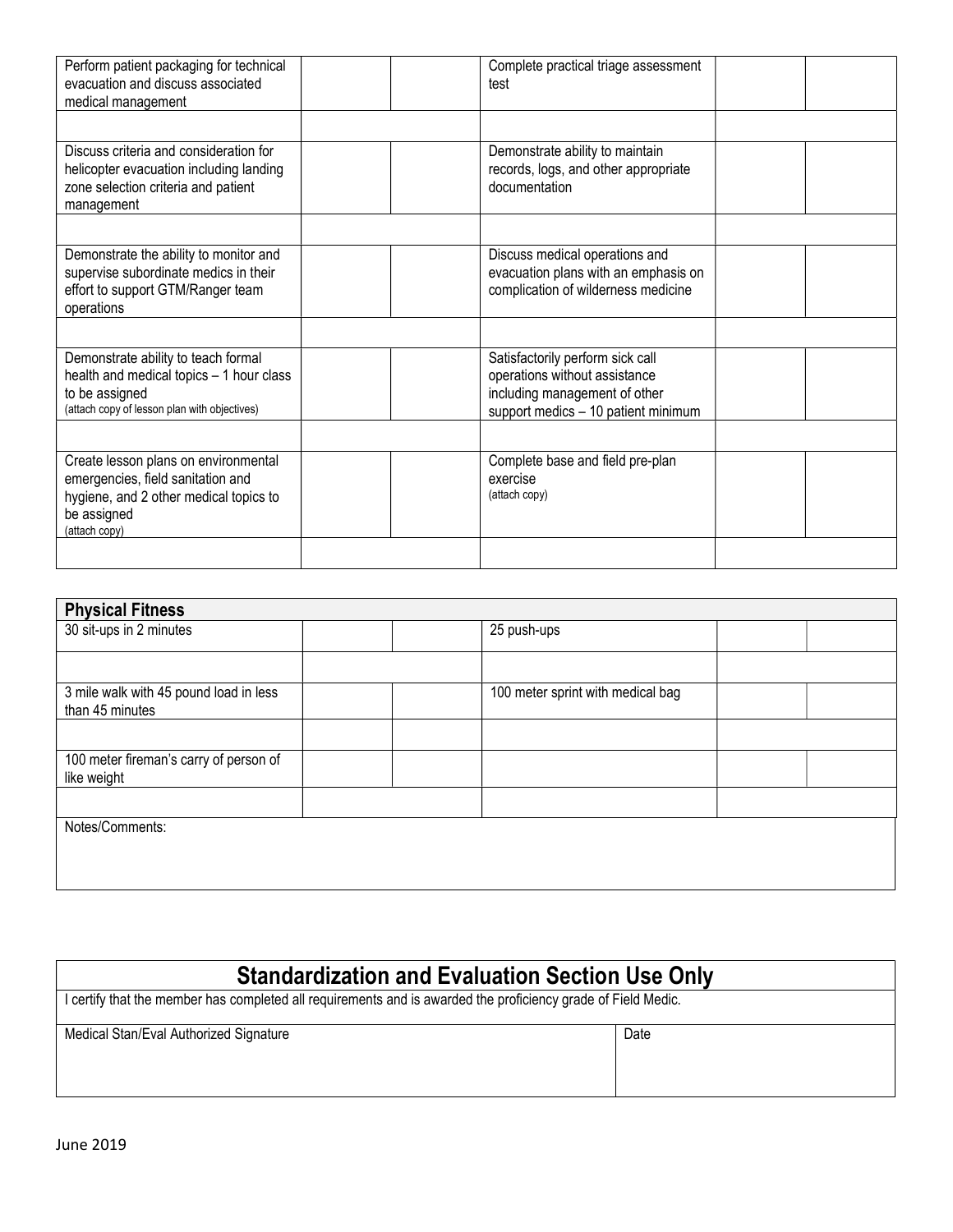| | | | | | |
|---|---|---|---|---|---|
| Perform patient packaging for technical evacuation and discuss associated medical management | | | Complete practical triage assessment test | | |
| | | | | | |
| Discuss criteria and consideration for helicopter evacuation including landing zone selection criteria and patient management | | | Demonstrate ability to maintain records, logs, and other appropriate documentation | | |
| | | | | | |
| Demonstrate the ability to monitor and supervise subordinate medics in their effort to support GTM/Ranger team operations | | | Discuss medical operations and evacuation plans with an emphasis on complication of wilderness medicine | | |
| | | | | | |
| Demonstrate ability to teach formal health and medical topics – 1 hour class to be assigned (attach copy of lesson plan with objectives) | | | Satisfactorily perform sick call operations without assistance including management of other support medics – 10 patient minimum | | |
| | | | | | |
| Create lesson plans on environmental emergencies, field sanitation and hygiene, and 2 other medical topics to be assigned (attach copy) | | | Complete base and field pre-plan exercise (attach copy) | | |
| | | | | | |

| **Physical Fitness** | | | | | |
|---|---|---|---|---|---|
| 30 sit-ups in 2 minutes | | | 25 push-ups | | |
| | | | | | |
| 3 mile walk with 45 pound load in less than 45 minutes | | | 100 meter sprint with medical bag | | |
| | | | | | |
| 100 meter fireman's carry of person of like weight | | | | | |
| | | | | | |
| Notes/Comments: | | | | | |

| **Standardization and Evaluation Section Use Only** | |
|---|---|
| I certify that the member has completed all requirements and is awarded the proficiency grade of Field Medic. | |
| Medical Stan/Eval Authorized Signature | Date |

June 2019